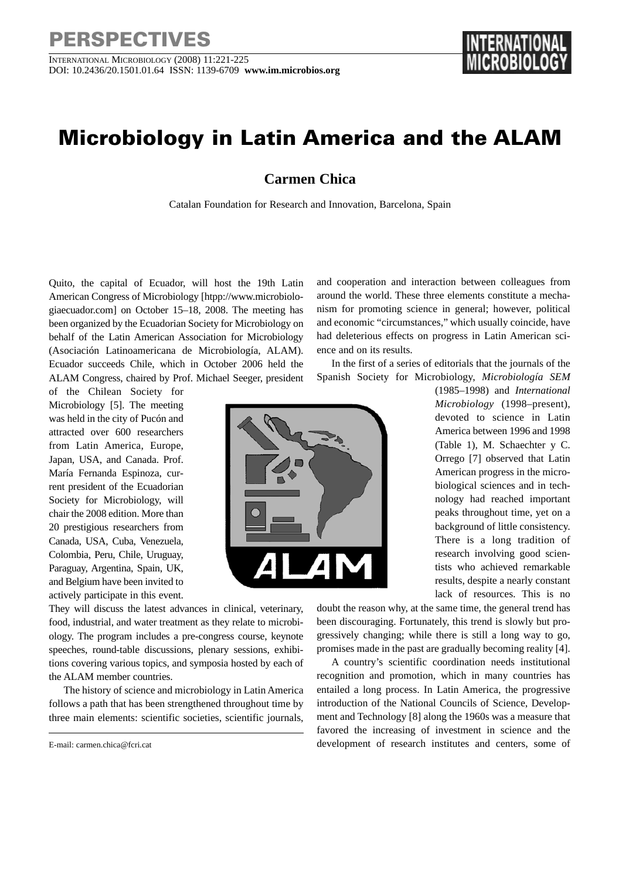PERSPECTIVES

# Microbiology in Latin America and the ALAM

**Carmen Chica**

Catalan Foundation for Research and Innovation, Barcelona, Spain

Quito, the capital of Ecuador, will host the 19th Latin American Congress of Microbiology [htpp://www.microbiologiaecuador.com] on October 15–18, 2008. The meeting has been organized by the Ecuadorian Society for Microbiology on behalf of the Latin American Association for Microbiology (Asociación Latinoamericana de Microbiología, ALAM). Ecuador succeeds Chile, which in October 2006 held the ALAM Congress, chaired by Prof. Michael Seeger, president of the Chilean Society for Microbiology [5]. The meeting was held in the city of Pucón and attracted over 600 researchers from Latin America, Europe, Japan, USA, and Canada. Prof. María Fernanda Espinoza, current president of the Ecuadorian Society for Microbiology, will chair the 2008 edition. More than 20 prestigious researchers from Canada, USA, Cuba, Venezuela, Colombia, Peru, Chile, Uruguay, Paraguay, Argentina, Spain, UK, and Belgium have been invited to actively participate in this event. They will discuss the latest advances in clinical, veterinary, food, industrial, and water treatment as they relate to microbiology. The program includes a pre-congress course, keynote speeches, round-table discussions, plenary sessions, exhibitions covering various topics, and symposia hosted by each of the ALAM member countries.

The history of science and microbiology in Latin America follows a path that has been strengthened throughout time by three main elements: scientific societies, scientific journals, and cooperation and interaction between colleagues from around the world. These three elements constitute a mechanism for promoting science in general; however, political and economic "circumstances," which usually coincide, have had deleterious effects on progress in Latin American science and on its results.

In the first of a series of editorials that the journals of the Spanish Society for Microbiology, *Microbiología SEM* (1985–1998) and *International Microbiology* (1998–present), devoted to science in Latin America between 1996 and 1998 (Table 1), M. Schaechter y C. Orrego [7] observed that Latin American progress in the microbiological sciences and in technology had reached important peaks throughout time, yet on a background of little consistency. There is a long tradition of research involving good scientists who achieved remarkable results, despite a nearly constant lack of resources. This is no doubt the reason why, at the same time, the general trend has been discouraging. Fortunately, this trend is slowly but progressively changing; while there is still a long way to go, promises made in the past are gradually becoming reality [4].

A country's scientific coordination needs institutional recognition and promotion, which in many countries has entailed a long process. In Latin America, the progressive introduction of the National Councils of Science, Development and Technology [8] along the 1960s was a measure that favored the increasing of investment in science and the development of research institutes and centers, some of

E-mail: carmen.chica@fcri.cat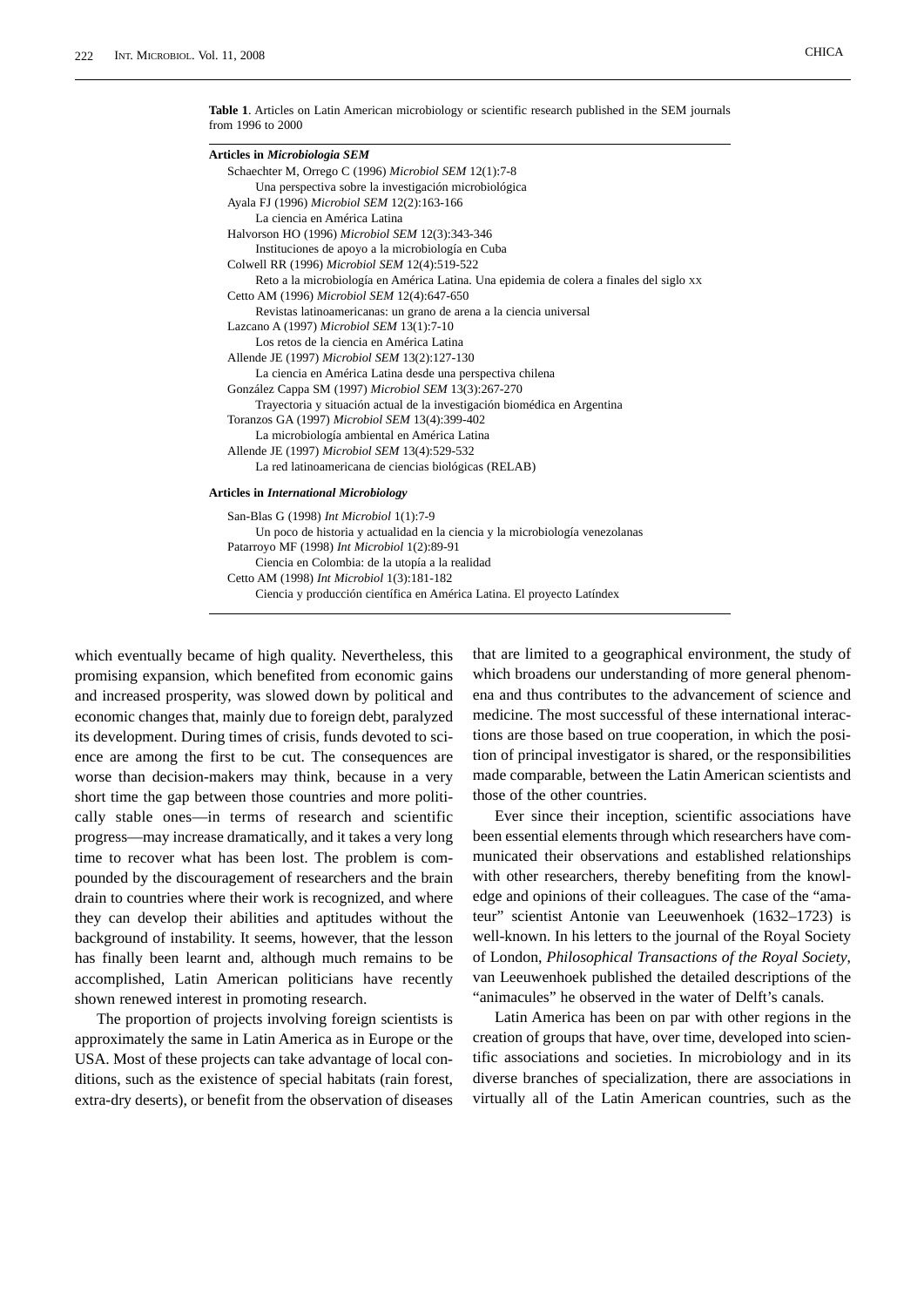**Table 1**. Articles on Latin American microbiology or scientific research published in the SEM journals from 1996 to 2000

**Articles in *Microbiologia SEM***

Schaechter M, Orrego C (1996) *Microbiol SEM* 12(1):7-8
Una perspectiva sobre la investigación microbiológica

Ayala FJ (1996) *Microbiol SEM* 12(2):163-166
La ciencia en América Latina

Halvorson HO (1996) *Microbiol SEM* 12(3):343-346
Instituciones de apoyo a la microbiología en Cuba

Colwell RR (1996) *Microbiol SEM* 12(4):519-522
Reto a la microbiología en América Latina. Una epidemia de colera a finales del siglo xx

Cetto AM (1996) *Microbiol SEM* 12(4):647-650
Revistas latinoamericanas: un grano de arena a la ciencia universal

Lazcano A (1997) *Microbiol SEM* 13(1):7-10
Los retos de la ciencia en América Latina

Allende JE (1997) *Microbiol SEM* 13(2):127-130
La ciencia en América Latina desde una perspectiva chilena

González Cappa SM (1997) *Microbiol SEM* 13(3):267-270
Trayectoria y situación actual de la investigación biomédica en Argentina

Toranzos GA (1997) *Microbiol SEM* 13(4):399-402
La microbiología ambiental en América Latina

Allende JE (1997) *Microbiol SEM* 13(4):529-532
La red latinoamericana de ciencias biológicas (RELAB)

**Articles in *International Microbiology***

San-Blas G (1998) *Int Microbiol* 1(1):7-9
Un poco de historia y actualidad en la ciencia y la microbiología venezolanas

Patarroyo MF (1998) *Int Microbiol* 1(2):89-91
Ciencia en Colombia: de la utopía a la realidad

Cetto AM (1998) *Int Microbiol* 1(3):181-182
Ciencia y producción científica en América Latina. El proyecto Latíndex

which eventually became of high quality. Nevertheless, this promising expansion, which benefited from economic gains and increased prosperity, was slowed down by political and economic changes that, mainly due to foreign debt, paralyzed its development. During times of crisis, funds devoted to science are among the first to be cut. The consequences are worse than decision-makers may think, because in a very short time the gap between those countries and more politically stable ones—in terms of research and scientific progress—may increase dramatically, and it takes a very long time to recover what has been lost. The problem is compounded by the discouragement of researchers and the brain drain to countries where their work is recognized, and where they can develop their abilities and aptitudes without the background of instability. It seems, however, that the lesson has finally been learnt and, although much remains to be accomplished, Latin American politicians have recently shown renewed interest in promoting research.

The proportion of projects involving foreign scientists is approximately the same in Latin America as in Europe or the USA. Most of these projects can take advantage of local conditions, such as the existence of special habitats (rain forest, extra-dry deserts), or benefit from the observation of diseases that are limited to a geographical environment, the study of which broadens our understanding of more general phenomena and thus contributes to the advancement of science and medicine. The most successful of these international interactions are those based on true cooperation, in which the position of principal investigator is shared, or the responsibilities made comparable, between the Latin American scientists and those of the other countries.

Ever since their inception, scientific associations have been essential elements through which researchers have communicated their observations and established relationships with other researchers, thereby benefiting from the knowledge and opinions of their colleagues. The case of the "amateur" scientist Antonie van Leeuwenhoek (1632–1723) is well-known. In his letters to the journal of the Royal Society of London, *Philosophical Transactions of the Royal Society*, van Leeuwenhoek published the detailed descriptions of the "animacules" he observed in the water of Delft's canals.

Latin America has been on par with other regions in the creation of groups that have, over time, developed into scientific associations and societies. In microbiology and in its diverse branches of specialization, there are associations in virtually all of the Latin American countries, such as the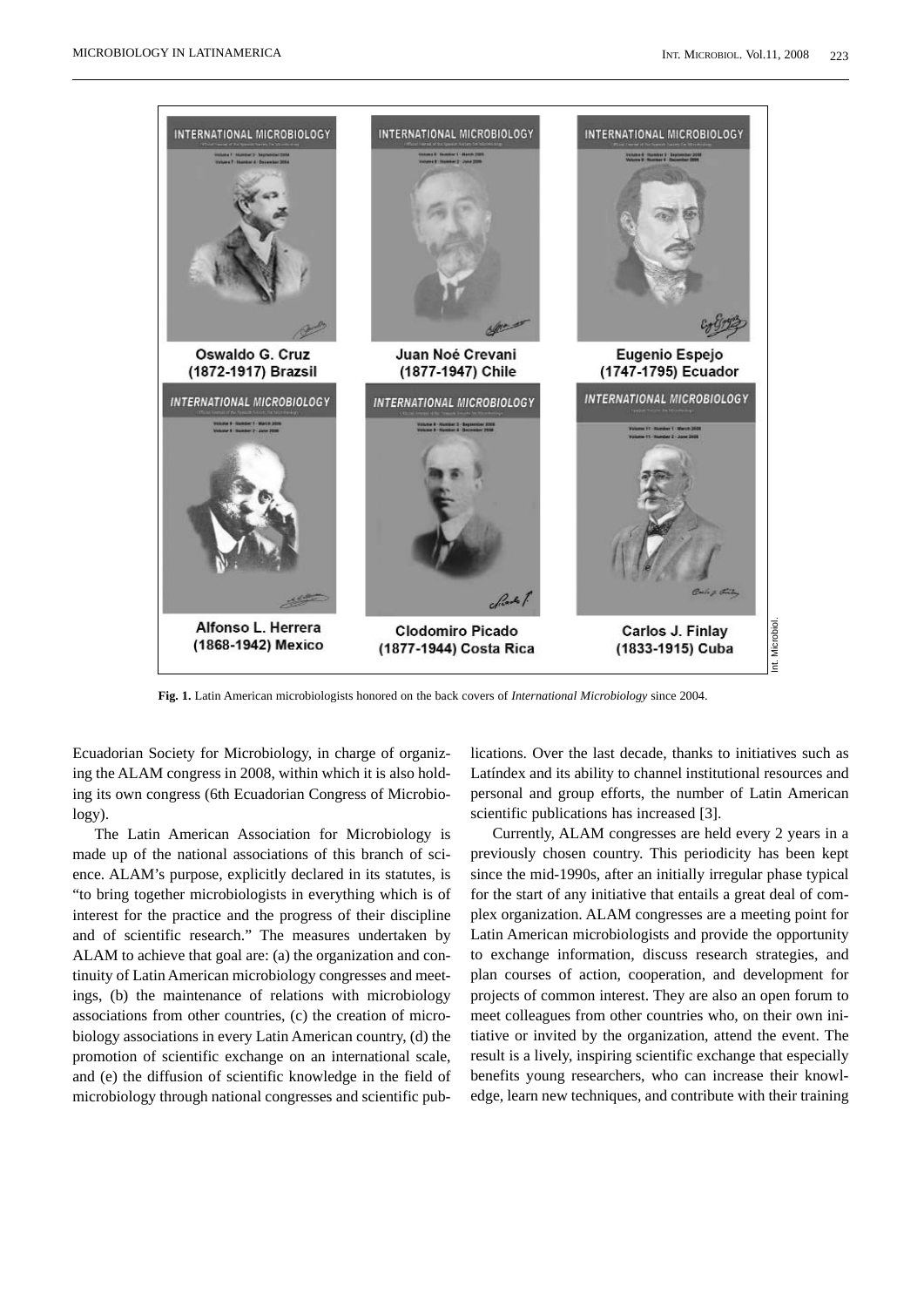Oswaldo G. Cruz (1872-1917) Brazsil

Juan Noé Crevani (1877-1947) Chile

Eugenio Espejo (1747-1795) Ecuador

Alfonso L. Herrera (1868-1942) Mexico

Clodomiro Picado (1877-1944) Costa Rica

Carlos J. Finlay (1833-1915) Cuba

**Fig. 1.** Latin American microbiologists honored on the back covers of *International Microbiology* since 2004.

Ecuadorian Society for Microbiology, in charge of organizing the ALAM congress in 2008, within which it is also holding its own congress (6th Ecuadorian Congress of Microbiology).

The Latin American Association for Microbiology is made up of the national associations of this branch of science. ALAM's purpose, explicitly declared in its statutes, is "to bring together microbiologists in everything which is of interest for the practice and the progress of their discipline and of scientific research." The measures undertaken by ALAM to achieve that goal are: (a) the organization and continuity of Latin American microbiology congresses and meetings, (b) the maintenance of relations with microbiology associations from other countries, (c) the creation of microbiology associations in every Latin American country, (d) the promotion of scientific exchange on an international scale, and (e) the diffusion of scientific knowledge in the field of microbiology through national congresses and scientific publications. Over the last decade, thanks to initiatives such as Latíndex and its ability to channel institutional resources and personal and group efforts, the number of Latin American scientific publications has increased [3].

Currently, ALAM congresses are held every 2 years in a previously chosen country. This periodicity has been kept since the mid-1990s, after an initially irregular phase typical for the start of any initiative that entails a great deal of complex organization. ALAM congresses are a meeting point for Latin American microbiologists and provide the opportunity to exchange information, discuss research strategies, and plan courses of action, cooperation, and development for projects of common interest. They are also an open forum to meet colleagues from other countries who, on their own initiative or invited by the organization, attend the event. The result is a lively, inspiring scientific exchange that especially benefits young researchers, who can increase their knowledge, learn new techniques, and contribute with their training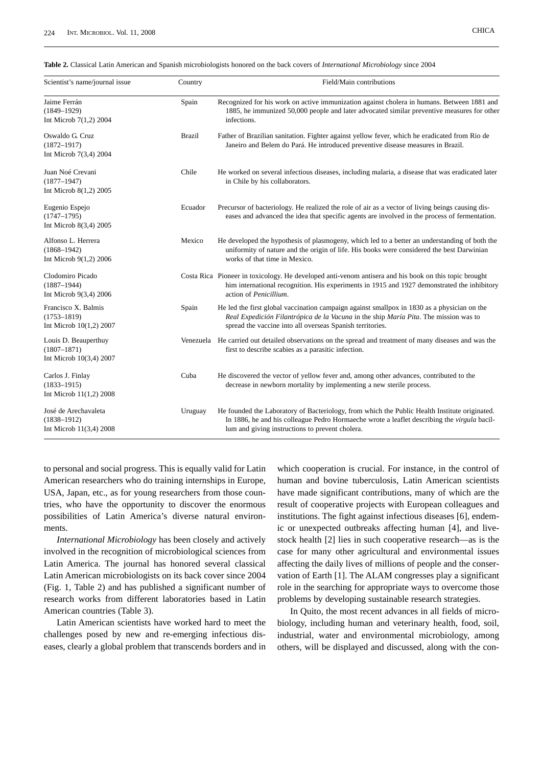**Table 2.** Classical Latin American and Spanish microbiologists honored on the back covers of *International Microbiology* since 2004

| Scientist's name/journal issue | Country | Field/Main contributions |
|---|---|---|
| Jaime Ferrán (1849–1929) Int Microb 7(1,2) 2004 | Spain | Recognized for his work on active immunization against cholera in humans. Between 1881 and 1885, he immunized 50,000 people and later advocated similar preventive measures for other infections. |
| Oswaldo G. Cruz (1872–1917) Int Microb 7(3,4) 2004 | Brazil | Father of Brazilian sanitation. Fighter against yellow fever, which he eradicated from Rio de Janeiro and Belem do Pará. He introduced preventive disease measures in Brazil. |
| Juan Noé Crevani (1877–1947) Int Microb 8(1,2) 2005 | Chile | He worked on several infectious diseases, including malaria, a disease that was eradicated later in Chile by his collaborators. |
| Eugenio Espejo (1747–1795) Int Microb 8(3,4) 2005 | Ecuador | Precursor of bacteriology. He realized the role of air as a vector of living beings causing diseases and advanced the idea that specific agents are involved in the process of fermentation. |
| Alfonso L. Herrera (1868–1942) Int Microb 9(1,2) 2006 | Mexico | He developed the hypothesis of plasmogeny, which led to a better understanding of both the uniformity of nature and the origin of life. His books were considered the best Darwinian works of that time in Mexico. |
| Clodomiro Picado (1887–1944) Int Microb 9(3,4) 2006 | Costa Rica | Pioneer in toxicology. He developed anti-venom antisera and his book on this topic brought him international recognition. His experiments in 1915 and 1927 demonstrated the inhibitory action of *Penicillium*. |
| Francisco X. Balmis (1753–1819) Int Microb 10(1,2) 2007 | Spain | He led the first global vaccination campaign against smallpox in 1830 as a physician on the *Real Expedición Filantrópica de la Vacuna* in the ship *María Pita*. The mission was to spread the vaccine into all overseas Spanish territories. |
| Louis D. Beauperthuy (1807–1871) Int Microb 10(3,4) 2007 | Venezuela | He carried out detailed observations on the spread and treatment of many diseases and was the first to describe scabies as a parasitic infection. |
| Carlos J. Finlay (1833–1915) Int Microb 11(1,2) 2008 | Cuba | He discovered the vector of yellow fever and, among other advances, contributed to the decrease in newborn mortality by implementing a new sterile process. |
| José de Arechavaleta (1838–1912) Int Microb 11(3,4) 2008 | Uruguay | He founded the Laboratory of Bacteriology, from which the Public Health Institute originated. In 1886, he and his colleague Pedro Hormaeche wrote a leaflet describing the *virgula* bacillum and giving instructions to prevent cholera. |

to personal and social progress. This is equally valid for Latin American researchers who do training internships in Europe, USA, Japan, etc., as for young researchers from those countries, who have the opportunity to discover the enormous possibilities of Latin America's diverse natural environments.

*International Microbiology* has been closely and actively involved in the recognition of microbiological sciences from Latin America. The journal has honored several classical Latin American microbiologists on its back cover since 2004 (Fig. 1, Table 2) and has published a significant number of research works from different laboratories based in Latin American countries (Table 3).

Latin American scientists have worked hard to meet the challenges posed by new and re-emerging infectious diseases, clearly a global problem that transcends borders and in which cooperation is crucial. For instance, in the control of human and bovine tuberculosis, Latin American scientists have made significant contributions, many of which are the result of cooperative projects with European colleagues and institutions. The fight against infectious diseases [6], endemic or unexpected outbreaks affecting human [4], and livestock health [2] lies in such cooperative research—as is the case for many other agricultural and environmental issues affecting the daily lives of millions of people and the conservation of Earth [1]. The ALAM congresses play a significant role in the searching for appropriate ways to overcome those problems by developing sustainable research strategies.

In Quito, the most recent advances in all fields of microbiology, including human and veterinary health, food, soil, industrial, water and environmental microbiology, among others, will be displayed and discussed, along with the con-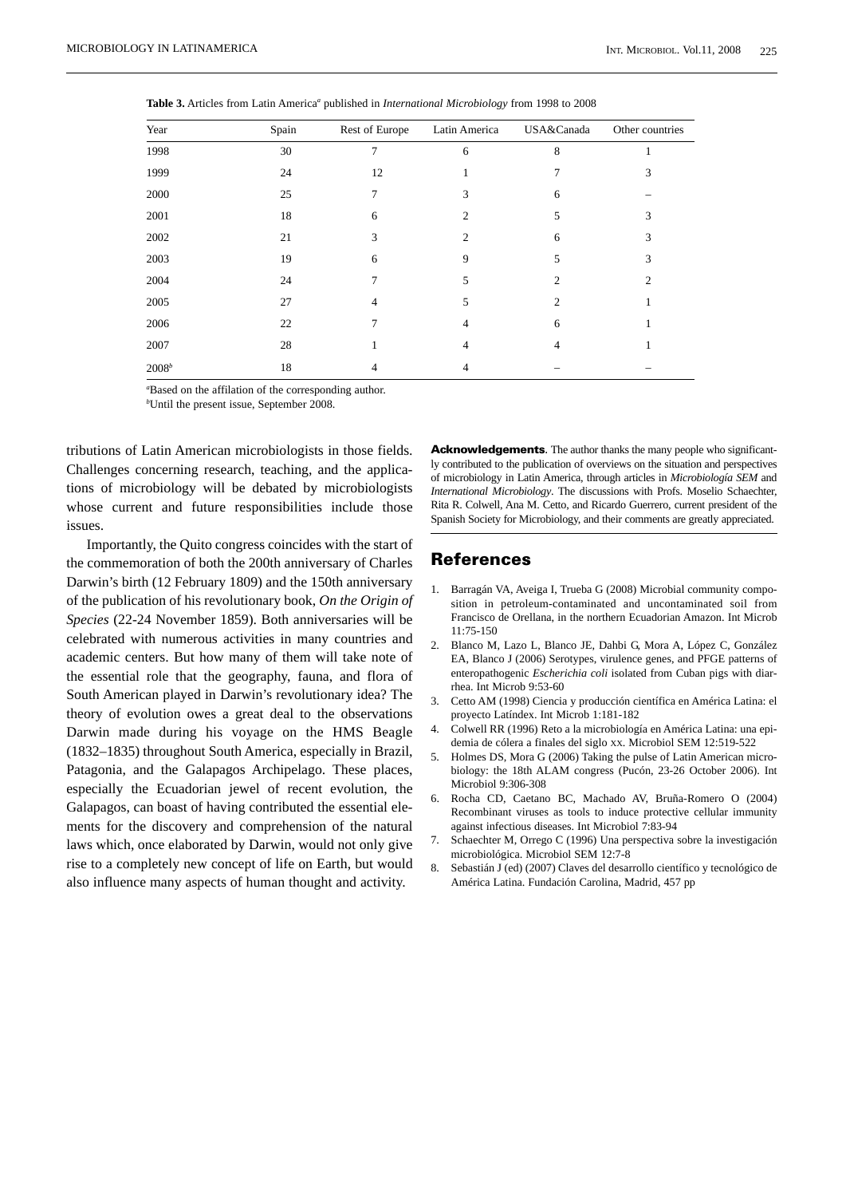**Table 3.** Articles from Latin America[a] published in *International Microbiology* from 1998 to 2008

| Year | Spain | Rest of Europe | Latin America | USA&Canada | Other countries |
|---|---|---|---|---|---|
| 1998 | 30 | 7 | 6 | 8 | 1 |
| 1999 | 24 | 12 | 1 | 7 | 3 |
| 2000 | 25 | 7 | 3 | 6 | – |
| 2001 | 18 | 6 | 2 | 5 | 3 |
| 2002 | 21 | 3 | 2 | 6 | 3 |
| 2003 | 19 | 6 | 9 | 5 | 3 |
| 2004 | 24 | 7 | 5 | 2 | 2 |
| 2005 | 27 | 4 | 5 | 2 | 1 |
| 2006 | 22 | 7 | 4 | 6 | 1 |
| 2007 | 28 | 1 | 4 | 4 | 1 |
| 2008[b] | 18 | 4 | 4 | – | – |

[a]Based on the affilation of the corresponding author.
[b]Until the present issue, September 2008.

tributions of Latin American microbiologists in those fields. Challenges concerning research, teaching, and the applications of microbiology will be debated by microbiologists whose current and future responsibilities include those issues.

Importantly, the Quito congress coincides with the start of the commemoration of both the 200th anniversary of Charles Darwin's birth (12 February 1809) and the 150th anniversary of the publication of his revolutionary book, *On the Origin of Species* (22-24 November 1859). Both anniversaries will be celebrated with numerous activities in many countries and academic centers. But how many of them will take note of the essential role that the geography, fauna, and flora of South American played in Darwin's revolutionary idea? The theory of evolution owes a great deal to the observations Darwin made during his voyage on the HMS Beagle (1832–1835) throughout South America, especially in Brazil, Patagonia, and the Galapagos Archipelago. These places, especially the Ecuadorian jewel of recent evolution, the Galapagos, can boast of having contributed the essential elements for the discovery and comprehension of the natural laws which, once elaborated by Darwin, would not only give rise to a completely new concept of life on Earth, but would also influence many aspects of human thought and activity.

**Acknowledgements**. The author thanks the many people who significantly contributed to the publication of overviews on the situation and perspectives of microbiology in Latin America, through articles in *Microbiología SEM* and *International Microbiology*. The discussions with Profs. Moselio Schaechter, Rita R. Colwell, Ana M. Cetto, and Ricardo Guerrero, current president of the Spanish Society for Microbiology, and their comments are greatly appreciated.

## References

1. Barragán VA, Aveiga I, Trueba G (2008) Microbial community composition in petroleum-contaminated and uncontaminated soil from Francisco de Orellana, in the northern Ecuadorian Amazon. Int Microb 11:75-150
2. Blanco M, Lazo L, Blanco JE, Dahbi G, Mora A, López C, González EA, Blanco J (2006) Serotypes, virulence genes, and PFGE patterns of enteropathogenic *Escherichia coli* isolated from Cuban pigs with diarrhea. Int Microb 9:53-60
3. Cetto AM (1998) Ciencia y producción científica en América Latina: el proyecto Latíndex. Int Microb 1:181-182
4. Colwell RR (1996) Reto a la microbiología en América Latina: una epidemia de cólera a finales del siglo xx. Microbiol SEM 12:519-522
5. Holmes DS, Mora G (2006) Taking the pulse of Latin American microbiology: the 18th ALAM congress (Pucón, 23-26 October 2006). Int Microbiol 9:306-308
6. Rocha CD, Caetano BC, Machado AV, Bruña-Romero O (2004) Recombinant viruses as tools to induce protective cellular immunity against infectious diseases. Int Microbiol 7:83-94
7. Schaechter M, Orrego C (1996) Una perspectiva sobre la investigación microbiológica. Microbiol SEM 12:7-8
8. Sebastián J (ed) (2007) Claves del desarrollo científico y tecnológico de América Latina. Fundación Carolina, Madrid, 457 pp